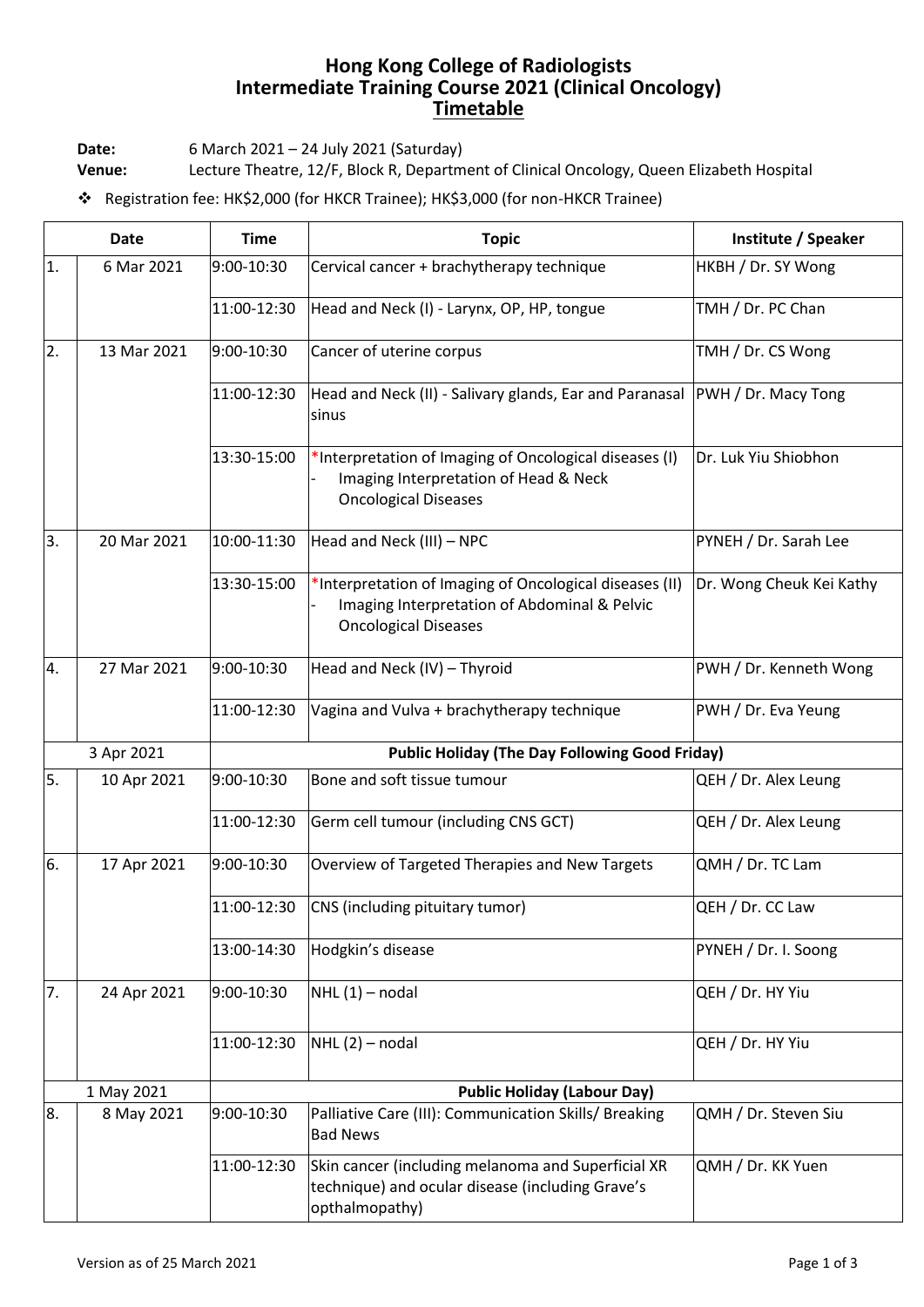# Hong Kong College of Radiologists
# Intermediate Training Course 2021 (Clinical Oncology)
## Timetable

**Date:** 6 March 2021 – 24 July 2021 (Saturday)
**Venue:** Lecture Theatre, 12/F, Block R, Department of Clinical Oncology, Queen Elizabeth Hospital

- Registration fee: HK$2,000 (for HKCR Trainee); HK$3,000 (for non-HKCR Trainee)

| | Date | Time | Topic | Institute / Speaker |
|---|---|---|---|---|
| 1. | 6 Mar 2021 | 9:00-10:30 | Cervical cancer + brachytherapy technique | HKBH / Dr. SY Wong |
| | | 11:00-12:30 | Head and Neck (I) - Larynx, OP, HP, tongue | TMH / Dr. PC Chan |
| 2. | 13 Mar 2021 | 9:00-10:30 | Cancer of uterine corpus | TMH / Dr. CS Wong |
| | | 11:00-12:30 | Head and Neck (II) - Salivary glands, Ear and Paranasal sinus | PWH / Dr. Macy Tong |
| | | 13:30-15:00 | *Interpretation of Imaging of Oncological diseases (I) - Imaging Interpretation of Head & Neck Oncological Diseases | Dr. Luk Yiu Shiobhon |
| 3. | 20 Mar 2021 | 10:00-11:30 | Head and Neck (III) – NPC | PYNEH / Dr. Sarah Lee |
| | | 13:30-15:00 | *Interpretation of Imaging of Oncological diseases (II) - Imaging Interpretation of Abdominal & Pelvic Oncological Diseases | Dr. Wong Cheuk Kei Kathy |
| 4. | 27 Mar 2021 | 9:00-10:30 | Head and Neck (IV) – Thyroid | PWH / Dr. Kenneth Wong |
| | | 11:00-12:30 | Vagina and Vulva + brachytherapy technique | PWH / Dr. Eva Yeung |
| | 3 Apr 2021 | **Public Holiday (The Day Following Good Friday)** | | |
| 5. | 10 Apr 2021 | 9:00-10:30 | Bone and soft tissue tumour | QEH / Dr. Alex Leung |
| | | 11:00-12:30 | Germ cell tumour (including CNS GCT) | QEH / Dr. Alex Leung |
| 6. | 17 Apr 2021 | 9:00-10:30 | Overview of Targeted Therapies and New Targets | QMH / Dr. TC Lam |
| | | 11:00-12:30 | CNS (including pituitary tumor) | QEH / Dr. CC Law |
| | | 13:00-14:30 | Hodgkin's disease | PYNEH / Dr. I. Soong |
| 7. | 24 Apr 2021 | 9:00-10:30 | NHL (1) – nodal | QEH / Dr. HY Yiu |
| | | 11:00-12:30 | NHL (2) – nodal | QEH / Dr. HY Yiu |
| | 1 May 2021 | **Public Holiday (Labour Day)** | | |
| 8. | 8 May 2021 | 9:00-10:30 | Palliative Care (III): Communication Skills/ Breaking Bad News | QMH / Dr. Steven Siu |
| | | 11:00-12:30 | Skin cancer (including melanoma and Superficial XR technique) and ocular disease (including Grave's opthalmopathy) | QMH / Dr. KK Yuen |

Version as of 25 March 2021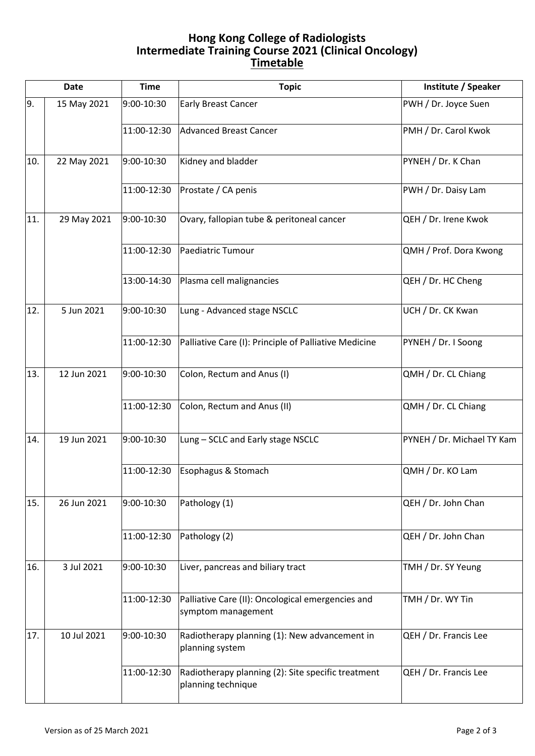# Hong Kong College of Radiologists
# Intermediate Training Course 2021 (Clinical Oncology)
## Timetable

| Date | | Time | Topic | Institute / Speaker |
|---|---|---|---|---|
| 9. | 15 May 2021 | 9:00-10:30 | Early Breast Cancer | PWH / Dr. Joyce Suen |
| | | 11:00-12:30 | Advanced Breast Cancer | PMH / Dr. Carol Kwok |
| 10. | 22 May 2021 | 9:00-10:30 | Kidney and bladder | PYNEH / Dr. K Chan |
| | | 11:00-12:30 | Prostate / CA penis | PWH / Dr. Daisy Lam |
| 11. | 29 May 2021 | 9:00-10:30 | Ovary, fallopian tube & peritoneal cancer | QEH / Dr. Irene Kwok |
| | | 11:00-12:30 | Paediatric Tumour | QMH / Prof. Dora Kwong |
| | | 13:00-14:30 | Plasma cell malignancies | QEH / Dr. HC Cheng |
| 12. | 5 Jun 2021 | 9:00-10:30 | Lung - Advanced stage NSCLC | UCH / Dr. CK Kwan |
| | | 11:00-12:30 | Palliative Care (I): Principle of Palliative Medicine | PYNEH / Dr. I Soong |
| 13. | 12 Jun 2021 | 9:00-10:30 | Colon, Rectum and Anus (I) | QMH / Dr. CL Chiang |
| | | 11:00-12:30 | Colon, Rectum and Anus (II) | QMH / Dr. CL Chiang |
| 14. | 19 Jun 2021 | 9:00-10:30 | Lung – SCLC and Early stage NSCLC | PYNEH / Dr. Michael TY Kam |
| | | 11:00-12:30 | Esophagus & Stomach | QMH / Dr. KO Lam |
| 15. | 26 Jun 2021 | 9:00-10:30 | Pathology (1) | QEH / Dr. John Chan |
| | | 11:00-12:30 | Pathology (2) | QEH / Dr. John Chan |
| 16. | 3 Jul 2021 | 9:00-10:30 | Liver, pancreas and biliary tract | TMH / Dr. SY Yeung |
| | | 11:00-12:30 | Palliative Care (II): Oncological emergencies and symptom management | TMH / Dr. WY Tin |
| 17. | 10 Jul 2021 | 9:00-10:30 | Radiotherapy planning (1): New advancement in planning system | QEH / Dr. Francis Lee |
| | | 11:00-12:30 | Radiotherapy planning (2): Site specific treatment planning technique | QEH / Dr. Francis Lee |

Version as of 25 March 2021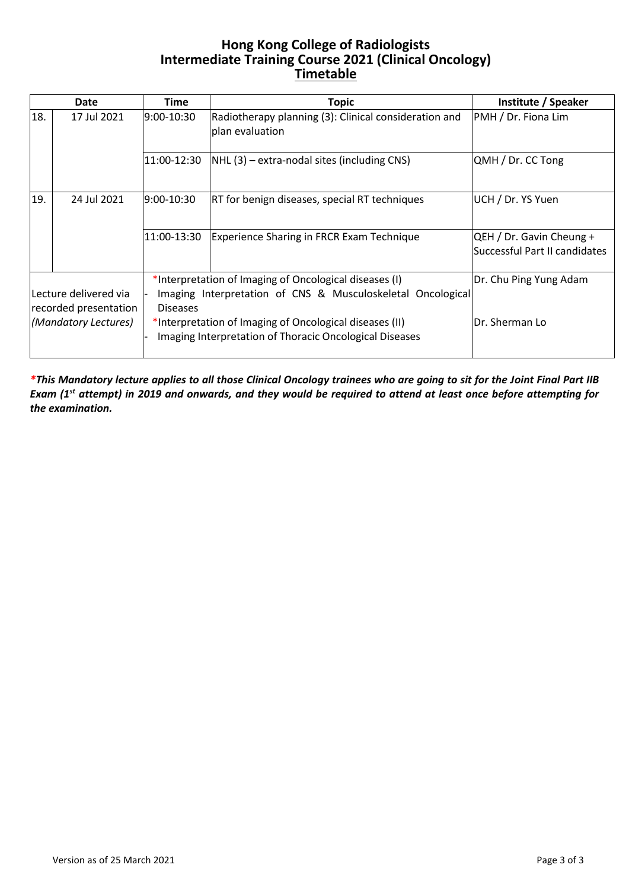# Hong Kong College of Radiologists
## Intermediate Training Course 2021 (Clinical Oncology)
## Timetable

| Date | | Time | Topic | Institute / Speaker |
|---|---|---|---|---|
| 18. | 17 Jul 2021 | 9:00-10:30 | Radiotherapy planning (3): Clinical consideration and plan evaluation | PMH / Dr. Fiona Lim |
| | | 11:00-12:30 | NHL (3) – extra-nodal sites (including CNS) | QMH / Dr. CC Tong |
| 19. | 24 Jul 2021 | 9:00-10:30 | RT for benign diseases, special RT techniques | UCH / Dr. YS Yuen |
| | | 11:00-13:30 | Experience Sharing in FRCR Exam Technique | QEH / Dr. Gavin Cheung + Successful Part II candidates |
| Lecture delivered via recorded presentation *(Mandatory Lectures)* | | *Interpretation of Imaging of Oncological diseases (I)<br>- Imaging Interpretation of CNS & Musculoskeletal Oncological Diseases | | Dr. Chu Ping Yung Adam |
| | | *Interpretation of Imaging of Oncological diseases (II)<br>- Imaging Interpretation of Thoracic Oncological Diseases | | Dr. Sherman Lo |

***This Mandatory lecture applies to all those Clinical Oncology trainees who are going to sit for the Joint Final Part IIB Exam (1st attempt) in 2019 and onwards, and they would be required to attend at least once before attempting for the examination.***

Version as of 25 March 2021